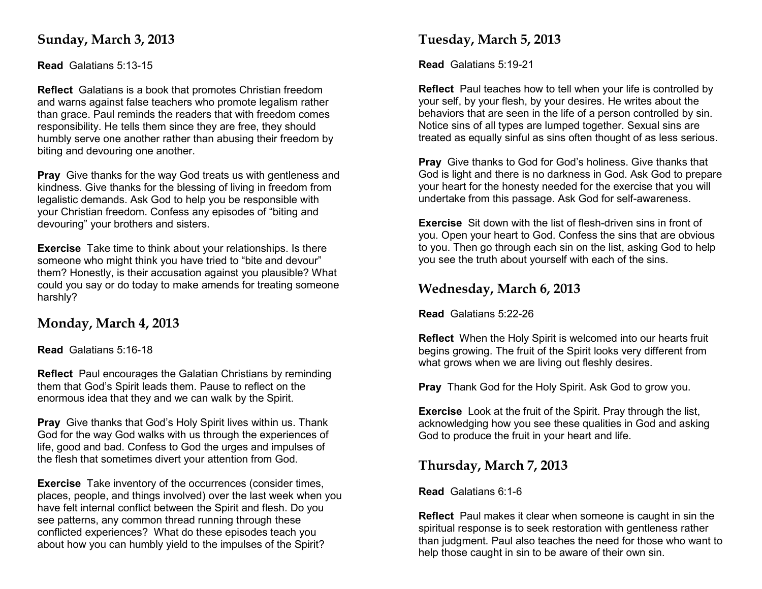## Sunday, March 3, 2013

**Read** Galatians 5:13-15

**Reflect** Galatians is a book that promotes Christian freedom and warns against false teachers who promote legalism rather than grace. Paul reminds the readers that with freedom comes responsibility. He tells them since they are free, they should humbly serve one another rather than abusing their freedom by biting and devouring one another.

**Pray** Give thanks for the way God treats us with gentleness and kindness. Give thanks for the blessing of living in freedom from legalistic demands. Ask God to help you be responsible with your Christian freedom. Confess any episodes of "biting and devouring" your brothers and sisters.

**Exercise** Take time to think about your relationships. Is there someone who might think you have tried to "bite and devour" them? Honestly, is their accusation against you plausible? What could you say or do today to make amends for treating someone harshly?

## Monday, March 4, 2013

**Read** Galatians 5:16-18

**Reflect** Paul encourages the Galatian Christians by reminding them that God's Spirit leads them. Pause to reflect on the enormous idea that they and we can walk by the Spirit.

**Pray** Give thanks that God's Holy Spirit lives within us. Thank God for the way God walks with us through the experiences of life, good and bad. Confess to God the urges and impulses of the flesh that sometimes divert your attention from God.

**Exercise** Take inventory of the occurrences (consider times, places, people, and things involved) over the last week when you have felt internal conflict between the Spirit and flesh. Do you see patterns, any common thread running through these conflicted experiences? What do these episodes teach you about how you can humbly yield to the impulses of the Spirit?

## Tuesday, March 5, 2013

**Read** Galatians 5:19-21

**Reflect** Paul teaches how to tell when your life is controlled by your self, by your flesh, by your desires. He writes about the behaviors that are seen in the life of a person controlled by sin. Notice sins of all types are lumped together. Sexual sins are treated as equally sinful as sins often thought of as less serious.

**Pray** Give thanks to God for God's holiness. Give thanks that God is light and there is no darkness in God. Ask God to prepare your heart for the honesty needed for the exercise that you will undertake from this passage. Ask God for self-awareness.

**Exercise** Sit down with the list of flesh-driven sins in front of you. Open your heart to God. Confess the sins that are obvious to you. Then go through each sin on the list, asking God to help you see the truth about yourself with each of the sins.

## Wednesday, March 6, 2013

**Read** Galatians 5:22-26

**Reflect** When the Holy Spirit is welcomed into our hearts fruit begins growing. The fruit of the Spirit looks very different from what grows when we are living out fleshly desires.

**Pray** Thank God for the Holy Spirit. Ask God to grow you.

**Exercise** Look at the fruit of the Spirit. Pray through the list, acknowledging how you see these qualities in God and asking God to produce the fruit in your heart and life.

## Thursday, March 7, 2013

**Read** Galatians 6:1-6

**Reflect** Paul makes it clear when someone is caught in sin the spiritual response is to seek restoration with gentleness rather than judgment. Paul also teaches the need for those who want to help those caught in sin to be aware of their own sin.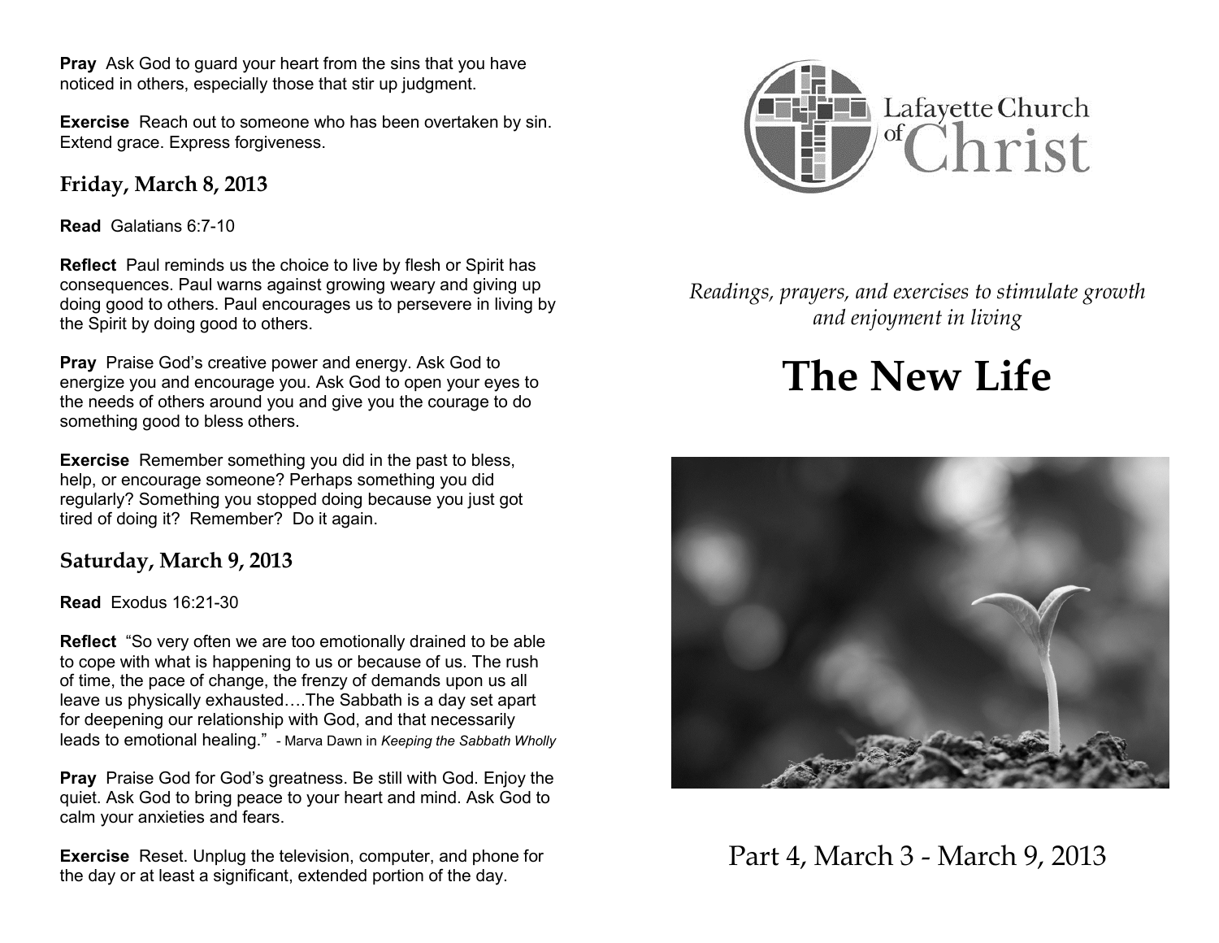**Pray** Ask God to guard your heart from the sins that you have noticed in others, especially those that stir up judgment.

**Exercise** Reach out to someone who has been overtaken by sin. Extend grace. Express forgiveness.

## Friday, March 8, 2013

**Read** Galatians 6:7-10

**Reflect** Paul reminds us the choice to live by flesh or Spirit has consequences. Paul warns against growing weary and giving up doing good to others. Paul encourages us to persevere in living by the Spirit by doing good to others.

**Pray** Praise God's creative power and energy. Ask God to energize you and encourage you. Ask God to open your eyes to the needs of others around you and give you the courage to do something good to bless others.

**Exercise** Remember something you did in the past to bless, help, or encourage someone? Perhaps something you did regularly? Something you stopped doing because you just got tired of doing it? Remember? Do it again.

## Saturday, March 9, 2013

**Read** Exodus 16:21-30

**Reflect** "So very often we are too emotionally drained to be able to cope with what is happening to us or because of us. The rush of time, the pace of change, the frenzy of demands upon us all leave us physically exhausted….The Sabbath is a day set apart for deepening our relationship with God, and that necessarily leads to emotional healing." - Marva Dawn in *Keeping the Sabbath Wholly*

**Pray** Praise God for God's greatness. Be still with God. Enjoy the quiet. Ask God to bring peace to your heart and mind. Ask God to calm your anxieties and fears.

**Exercise** Reset. Unplug the television, computer, and phone for the day or at least a significant, extended portion of the day.

Lafayette Church of Christ

*Readings, prayers, and exercises to stimulate growth and enjoyment in living*

# The New Life

Part 4, March 3 - March 9, 2013